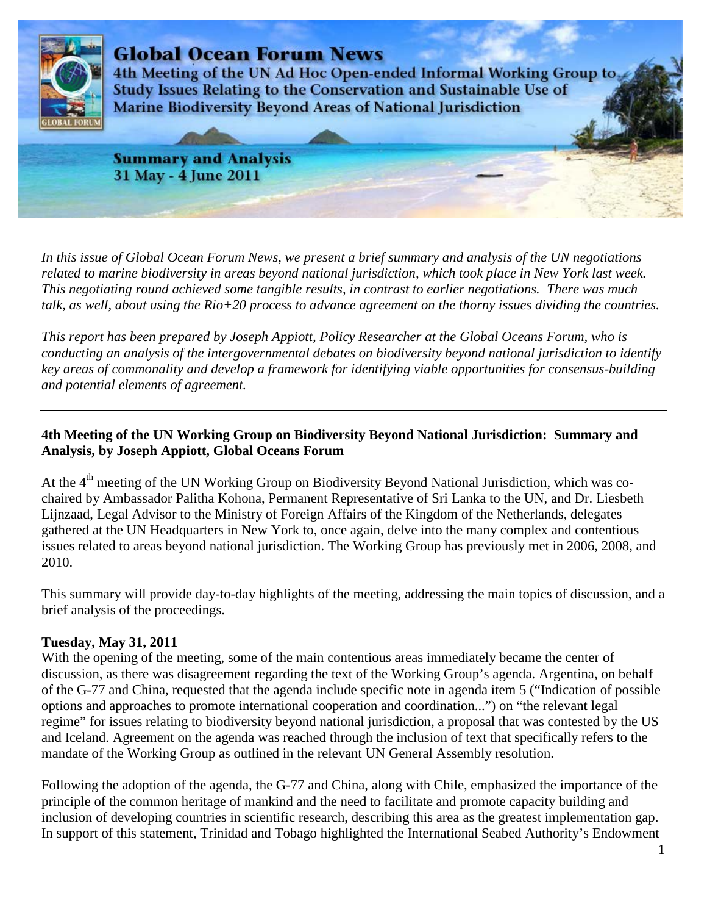# Global Ocean Forum News

4th Meeting of the UN Ad Hoc Open-ended Informal Working Group to Study Issues Relating to the Conservation and Sustainable Use of Marine Biodiversity Beyond Areas of National Jurisdiction

**Summary and Analysis**
**31 May - 4 June 2011**

*In this issue of Global Ocean Forum News, we present a brief summary and analysis of the UN negotiations related to marine biodiversity in areas beyond national jurisdiction, which took place in New York last week. This negotiating round achieved some tangible results, in contrast to earlier negotiations. There was much talk, as well, about using the Rio+20 process to advance agreement on the thorny issues dividing the countries.*

*This report has been prepared by Joseph Appiott, Policy Researcher at the Global Oceans Forum, who is conducting an analysis of the intergovernmental debates on biodiversity beyond national jurisdiction to identify key areas of commonality and develop a framework for identifying viable opportunities for consensus-building and potential elements of agreement.*

---

## 4th Meeting of the UN Working Group on Biodiversity Beyond National Jurisdiction: Summary and Analysis, by Joseph Appiott, Global Oceans Forum

At the 4th meeting of the UN Working Group on Biodiversity Beyond National Jurisdiction, which was co-chaired by Ambassador Palitha Kohona, Permanent Representative of Sri Lanka to the UN, and Dr. Liesbeth Lijnzaad, Legal Advisor to the Ministry of Foreign Affairs of the Kingdom of the Netherlands, delegates gathered at the UN Headquarters in New York to, once again, delve into the many complex and contentious issues related to areas beyond national jurisdiction. The Working Group has previously met in 2006, 2008, and 2010.

This summary will provide day-to-day highlights of the meeting, addressing the main topics of discussion, and a brief analysis of the proceedings.

### Tuesday, May 31, 2011

With the opening of the meeting, some of the main contentious areas immediately became the center of discussion, as there was disagreement regarding the text of the Working Group's agenda. Argentina, on behalf of the G-77 and China, requested that the agenda include specific note in agenda item 5 ("Indication of possible options and approaches to promote international cooperation and coordination...") on "the relevant legal regime" for issues relating to biodiversity beyond national jurisdiction, a proposal that was contested by the US and Iceland. Agreement on the agenda was reached through the inclusion of text that specifically refers to the mandate of the Working Group as outlined in the relevant UN General Assembly resolution.

Following the adoption of the agenda, the G-77 and China, along with Chile, emphasized the importance of the principle of the common heritage of mankind and the need to facilitate and promote capacity building and inclusion of developing countries in scientific research, describing this area as the greatest implementation gap. In support of this statement, Trinidad and Tobago highlighted the International Seabed Authority's Endowment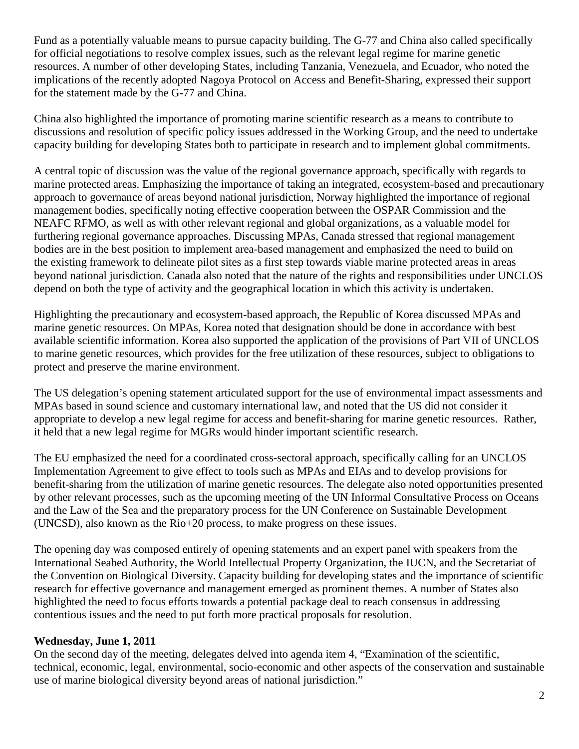Fund as a potentially valuable means to pursue capacity building. The G-77 and China also called specifically for official negotiations to resolve complex issues, such as the relevant legal regime for marine genetic resources. A number of other developing States, including Tanzania, Venezuela, and Ecuador, who noted the implications of the recently adopted Nagoya Protocol on Access and Benefit-Sharing, expressed their support for the statement made by the G-77 and China.

China also highlighted the importance of promoting marine scientific research as a means to contribute to discussions and resolution of specific policy issues addressed in the Working Group, and the need to undertake capacity building for developing States both to participate in research and to implement global commitments.

A central topic of discussion was the value of the regional governance approach, specifically with regards to marine protected areas. Emphasizing the importance of taking an integrated, ecosystem-based and precautionary approach to governance of areas beyond national jurisdiction, Norway highlighted the importance of regional management bodies, specifically noting effective cooperation between the OSPAR Commission and the NEAFC RFMO, as well as with other relevant regional and global organizations, as a valuable model for furthering regional governance approaches. Discussing MPAs, Canada stressed that regional management bodies are in the best position to implement area-based management and emphasized the need to build on the existing framework to delineate pilot sites as a first step towards viable marine protected areas in areas beyond national jurisdiction. Canada also noted that the nature of the rights and responsibilities under UNCLOS depend on both the type of activity and the geographical location in which this activity is undertaken.

Highlighting the precautionary and ecosystem-based approach, the Republic of Korea discussed MPAs and marine genetic resources. On MPAs, Korea noted that designation should be done in accordance with best available scientific information. Korea also supported the application of the provisions of Part VII of UNCLOS to marine genetic resources, which provides for the free utilization of these resources, subject to obligations to protect and preserve the marine environment.

The US delegation's opening statement articulated support for the use of environmental impact assessments and MPAs based in sound science and customary international law, and noted that the US did not consider it appropriate to develop a new legal regime for access and benefit-sharing for marine genetic resources. Rather, it held that a new legal regime for MGRs would hinder important scientific research.

The EU emphasized the need for a coordinated cross-sectoral approach, specifically calling for an UNCLOS Implementation Agreement to give effect to tools such as MPAs and EIAs and to develop provisions for benefit-sharing from the utilization of marine genetic resources. The delegate also noted opportunities presented by other relevant processes, such as the upcoming meeting of the UN Informal Consultative Process on Oceans and the Law of the Sea and the preparatory process for the UN Conference on Sustainable Development (UNCSD), also known as the Rio+20 process, to make progress on these issues.

The opening day was composed entirely of opening statements and an expert panel with speakers from the International Seabed Authority, the World Intellectual Property Organization, the IUCN, and the Secretariat of the Convention on Biological Diversity. Capacity building for developing states and the importance of scientific research for effective governance and management emerged as prominent themes. A number of States also highlighted the need to focus efforts towards a potential package deal to reach consensus in addressing contentious issues and the need to put forth more practical proposals for resolution.

**Wednesday, June 1, 2011**

On the second day of the meeting, delegates delved into agenda item 4, "Examination of the scientific, technical, economic, legal, environmental, socio-economic and other aspects of the conservation and sustainable use of marine biological diversity beyond areas of national jurisdiction."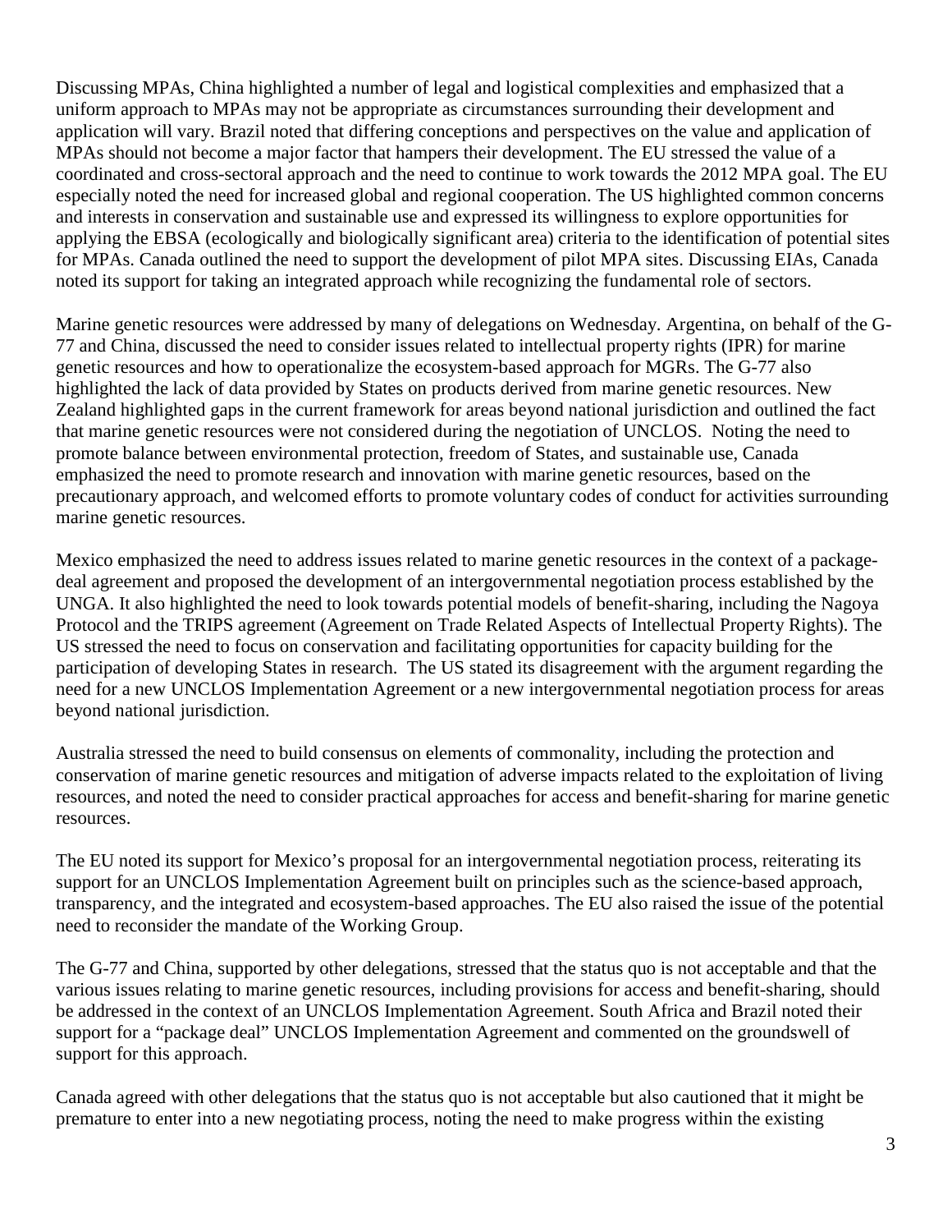Discussing MPAs, China highlighted a number of legal and logistical complexities and emphasized that a uniform approach to MPAs may not be appropriate as circumstances surrounding their development and application will vary. Brazil noted that differing conceptions and perspectives on the value and application of MPAs should not become a major factor that hampers their development. The EU stressed the value of a coordinated and cross-sectoral approach and the need to continue to work towards the 2012 MPA goal. The EU especially noted the need for increased global and regional cooperation. The US highlighted common concerns and interests in conservation and sustainable use and expressed its willingness to explore opportunities for applying the EBSA (ecologically and biologically significant area) criteria to the identification of potential sites for MPAs. Canada outlined the need to support the development of pilot MPA sites. Discussing EIAs, Canada noted its support for taking an integrated approach while recognizing the fundamental role of sectors.

Marine genetic resources were addressed by many of delegations on Wednesday. Argentina, on behalf of the G-77 and China, discussed the need to consider issues related to intellectual property rights (IPR) for marine genetic resources and how to operationalize the ecosystem-based approach for MGRs. The G-77 also highlighted the lack of data provided by States on products derived from marine genetic resources. New Zealand highlighted gaps in the current framework for areas beyond national jurisdiction and outlined the fact that marine genetic resources were not considered during the negotiation of UNCLOS. Noting the need to promote balance between environmental protection, freedom of States, and sustainable use, Canada emphasized the need to promote research and innovation with marine genetic resources, based on the precautionary approach, and welcomed efforts to promote voluntary codes of conduct for activities surrounding marine genetic resources.

Mexico emphasized the need to address issues related to marine genetic resources in the context of a package-deal agreement and proposed the development of an intergovernmental negotiation process established by the UNGA. It also highlighted the need to look towards potential models of benefit-sharing, including the Nagoya Protocol and the TRIPS agreement (Agreement on Trade Related Aspects of Intellectual Property Rights). The US stressed the need to focus on conservation and facilitating opportunities for capacity building for the participation of developing States in research. The US stated its disagreement with the argument regarding the need for a new UNCLOS Implementation Agreement or a new intergovernmental negotiation process for areas beyond national jurisdiction.

Australia stressed the need to build consensus on elements of commonality, including the protection and conservation of marine genetic resources and mitigation of adverse impacts related to the exploitation of living resources, and noted the need to consider practical approaches for access and benefit-sharing for marine genetic resources.

The EU noted its support for Mexico's proposal for an intergovernmental negotiation process, reiterating its support for an UNCLOS Implementation Agreement built on principles such as the science-based approach, transparency, and the integrated and ecosystem-based approaches. The EU also raised the issue of the potential need to reconsider the mandate of the Working Group.

The G-77 and China, supported by other delegations, stressed that the status quo is not acceptable and that the various issues relating to marine genetic resources, including provisions for access and benefit-sharing, should be addressed in the context of an UNCLOS Implementation Agreement. South Africa and Brazil noted their support for a "package deal" UNCLOS Implementation Agreement and commented on the groundswell of support for this approach.

Canada agreed with other delegations that the status quo is not acceptable but also cautioned that it might be premature to enter into a new negotiating process, noting the need to make progress within the existing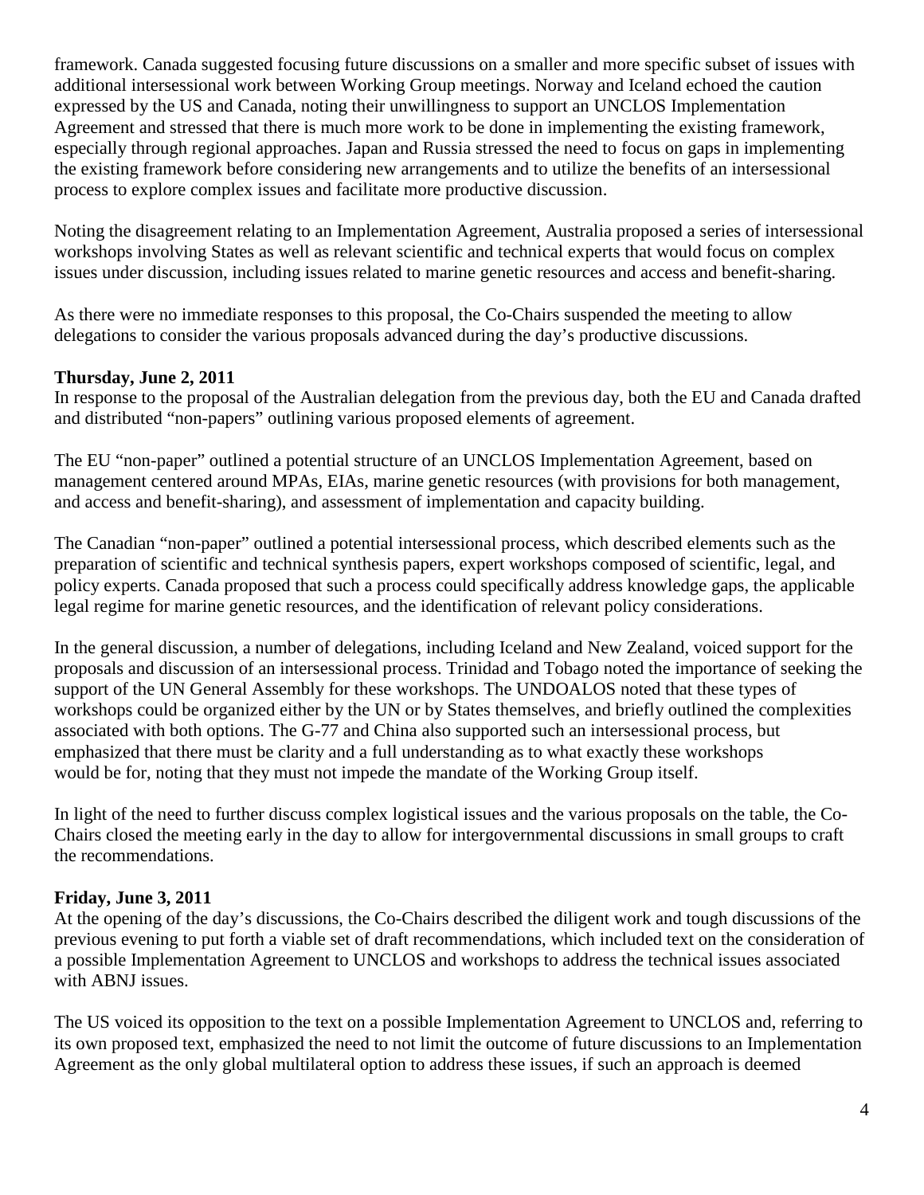framework. Canada suggested focusing future discussions on a smaller and more specific subset of issues with additional intersessional work between Working Group meetings. Norway and Iceland echoed the caution expressed by the US and Canada, noting their unwillingness to support an UNCLOS Implementation Agreement and stressed that there is much more work to be done in implementing the existing framework, especially through regional approaches. Japan and Russia stressed the need to focus on gaps in implementing the existing framework before considering new arrangements and to utilize the benefits of an intersessional process to explore complex issues and facilitate more productive discussion.

Noting the disagreement relating to an Implementation Agreement, Australia proposed a series of intersessional workshops involving States as well as relevant scientific and technical experts that would focus on complex issues under discussion, including issues related to marine genetic resources and access and benefit-sharing.

As there were no immediate responses to this proposal, the Co-Chairs suspended the meeting to allow delegations to consider the various proposals advanced during the day's productive discussions.

**Thursday, June 2, 2011**

In response to the proposal of the Australian delegation from the previous day, both the EU and Canada drafted and distributed "non-papers" outlining various proposed elements of agreement.

The EU "non-paper" outlined a potential structure of an UNCLOS Implementation Agreement, based on management centered around MPAs, EIAs, marine genetic resources (with provisions for both management, and access and benefit-sharing), and assessment of implementation and capacity building.

The Canadian "non-paper" outlined a potential intersessional process, which described elements such as the preparation of scientific and technical synthesis papers, expert workshops composed of scientific, legal, and policy experts. Canada proposed that such a process could specifically address knowledge gaps, the applicable legal regime for marine genetic resources, and the identification of relevant policy considerations.

In the general discussion, a number of delegations, including Iceland and New Zealand, voiced support for the proposals and discussion of an intersessional process. Trinidad and Tobago noted the importance of seeking the support of the UN General Assembly for these workshops. The UNDOALOS noted that these types of workshops could be organized either by the UN or by States themselves, and briefly outlined the complexities associated with both options. The G-77 and China also supported such an intersessional process, but emphasized that there must be clarity and a full understanding as to what exactly these workshops would be for, noting that they must not impede the mandate of the Working Group itself.

In light of the need to further discuss complex logistical issues and the various proposals on the table, the Co-Chairs closed the meeting early in the day to allow for intergovernmental discussions in small groups to craft the recommendations.

**Friday, June 3, 2011**

At the opening of the day's discussions, the Co-Chairs described the diligent work and tough discussions of the previous evening to put forth a viable set of draft recommendations, which included text on the consideration of a possible Implementation Agreement to UNCLOS and workshops to address the technical issues associated with ABNJ issues.

The US voiced its opposition to the text on a possible Implementation Agreement to UNCLOS and, referring to its own proposed text, emphasized the need to not limit the outcome of future discussions to an Implementation Agreement as the only global multilateral option to address these issues, if such an approach is deemed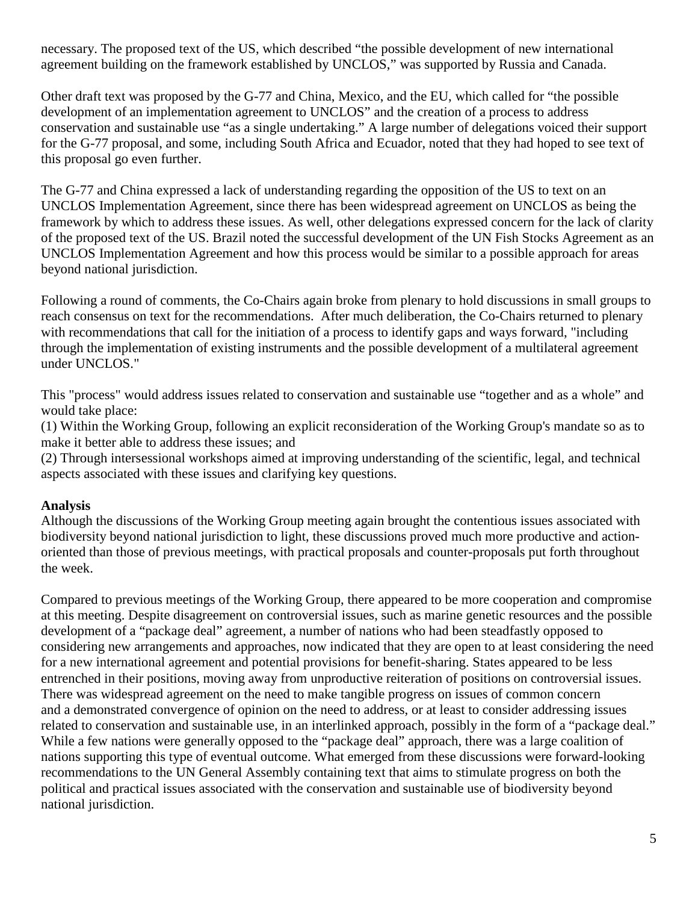necessary. The proposed text of the US, which described "the possible development of new international agreement building on the framework established by UNCLOS," was supported by Russia and Canada.

Other draft text was proposed by the G-77 and China, Mexico, and the EU, which called for "the possible development of an implementation agreement to UNCLOS" and the creation of a process to address conservation and sustainable use "as a single undertaking." A large number of delegations voiced their support for the G-77 proposal, and some, including South Africa and Ecuador, noted that they had hoped to see text of this proposal go even further.

The G-77 and China expressed a lack of understanding regarding the opposition of the US to text on an UNCLOS Implementation Agreement, since there has been widespread agreement on UNCLOS as being the framework by which to address these issues. As well, other delegations expressed concern for the lack of clarity of the proposed text of the US. Brazil noted the successful development of the UN Fish Stocks Agreement as an UNCLOS Implementation Agreement and how this process would be similar to a possible approach for areas beyond national jurisdiction.

Following a round of comments, the Co-Chairs again broke from plenary to hold discussions in small groups to reach consensus on text for the recommendations. After much deliberation, the Co-Chairs returned to plenary with recommendations that call for the initiation of a process to identify gaps and ways forward, "including through the implementation of existing instruments and the possible development of a multilateral agreement under UNCLOS."

This "process" would address issues related to conservation and sustainable use "together and as a whole" and would take place:
(1) Within the Working Group, following an explicit reconsideration of the Working Group's mandate so as to make it better able to address these issues; and
(2) Through intersessional workshops aimed at improving understanding of the scientific, legal, and technical aspects associated with these issues and clarifying key questions.

**Analysis**

Although the discussions of the Working Group meeting again brought the contentious issues associated with biodiversity beyond national jurisdiction to light, these discussions proved much more productive and action-oriented than those of previous meetings, with practical proposals and counter-proposals put forth throughout the week.

Compared to previous meetings of the Working Group, there appeared to be more cooperation and compromise at this meeting. Despite disagreement on controversial issues, such as marine genetic resources and the possible development of a "package deal" agreement, a number of nations who had been steadfastly opposed to considering new arrangements and approaches, now indicated that they are open to at least considering the need for a new international agreement and potential provisions for benefit-sharing. States appeared to be less entrenched in their positions, moving away from unproductive reiteration of positions on controversial issues. There was widespread agreement on the need to make tangible progress on issues of common concern and a demonstrated convergence of opinion on the need to address, or at least to consider addressing issues related to conservation and sustainable use, in an interlinked approach, possibly in the form of a "package deal." While a few nations were generally opposed to the "package deal" approach, there was a large coalition of nations supporting this type of eventual outcome. What emerged from these discussions were forward-looking recommendations to the UN General Assembly containing text that aims to stimulate progress on both the political and practical issues associated with the conservation and sustainable use of biodiversity beyond national jurisdiction.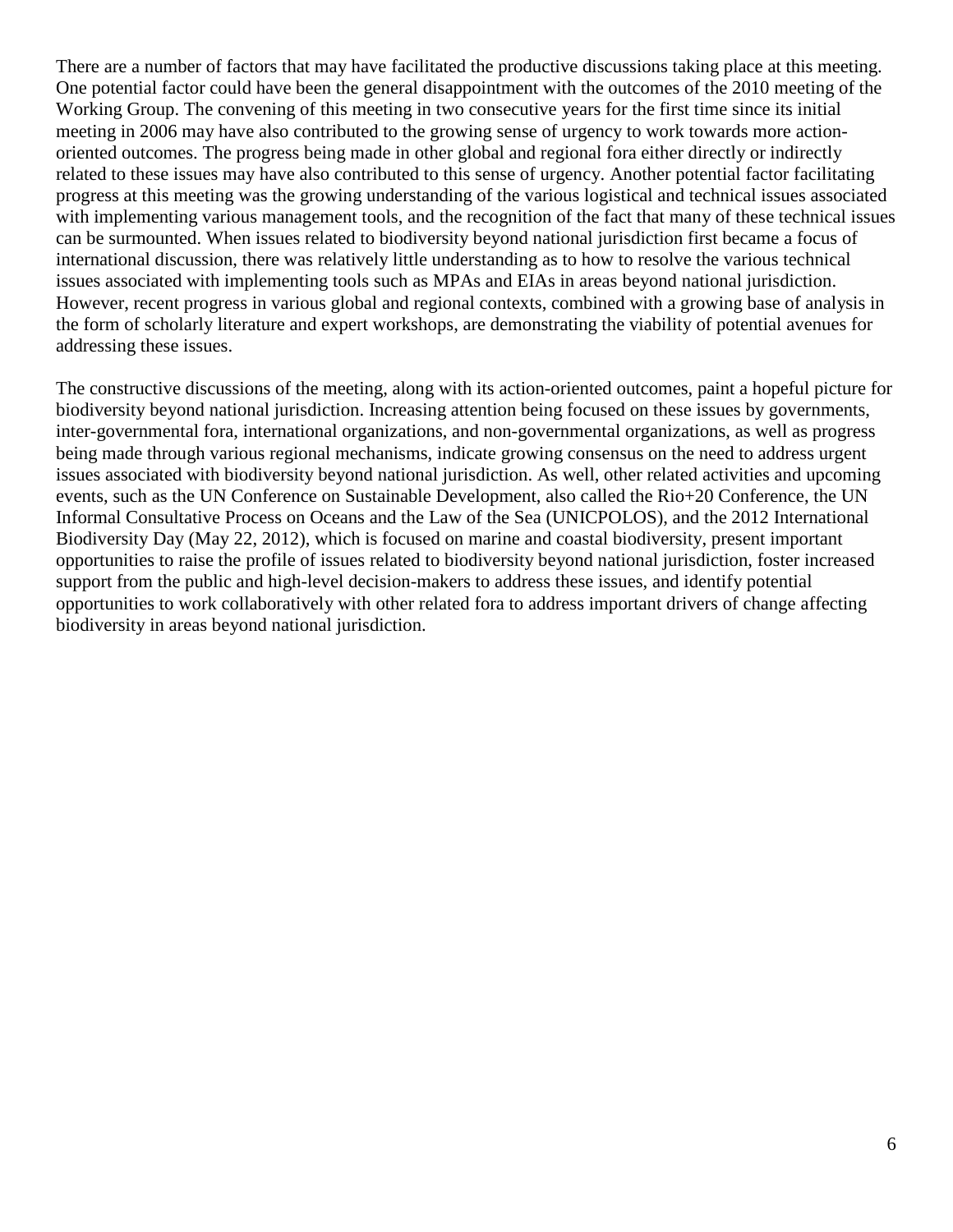There are a number of factors that may have facilitated the productive discussions taking place at this meeting. One potential factor could have been the general disappointment with the outcomes of the 2010 meeting of the Working Group. The convening of this meeting in two consecutive years for the first time since its initial meeting in 2006 may have also contributed to the growing sense of urgency to work towards more action-oriented outcomes. The progress being made in other global and regional fora either directly or indirectly related to these issues may have also contributed to this sense of urgency. Another potential factor facilitating progress at this meeting was the growing understanding of the various logistical and technical issues associated with implementing various management tools, and the recognition of the fact that many of these technical issues can be surmounted. When issues related to biodiversity beyond national jurisdiction first became a focus of international discussion, there was relatively little understanding as to how to resolve the various technical issues associated with implementing tools such as MPAs and EIAs in areas beyond national jurisdiction. However, recent progress in various global and regional contexts, combined with a growing base of analysis in the form of scholarly literature and expert workshops, are demonstrating the viability of potential avenues for addressing these issues.

The constructive discussions of the meeting, along with its action-oriented outcomes, paint a hopeful picture for biodiversity beyond national jurisdiction. Increasing attention being focused on these issues by governments, inter-governmental fora, international organizations, and non-governmental organizations, as well as progress being made through various regional mechanisms, indicate growing consensus on the need to address urgent issues associated with biodiversity beyond national jurisdiction. As well, other related activities and upcoming events, such as the UN Conference on Sustainable Development, also called the Rio+20 Conference, the UN Informal Consultative Process on Oceans and the Law of the Sea (UNICPOLOS), and the 2012 International Biodiversity Day (May 22, 2012), which is focused on marine and coastal biodiversity, present important opportunities to raise the profile of issues related to biodiversity beyond national jurisdiction, foster increased support from the public and high-level decision-makers to address these issues, and identify potential opportunities to work collaboratively with other related fora to address important drivers of change affecting biodiversity in areas beyond national jurisdiction.